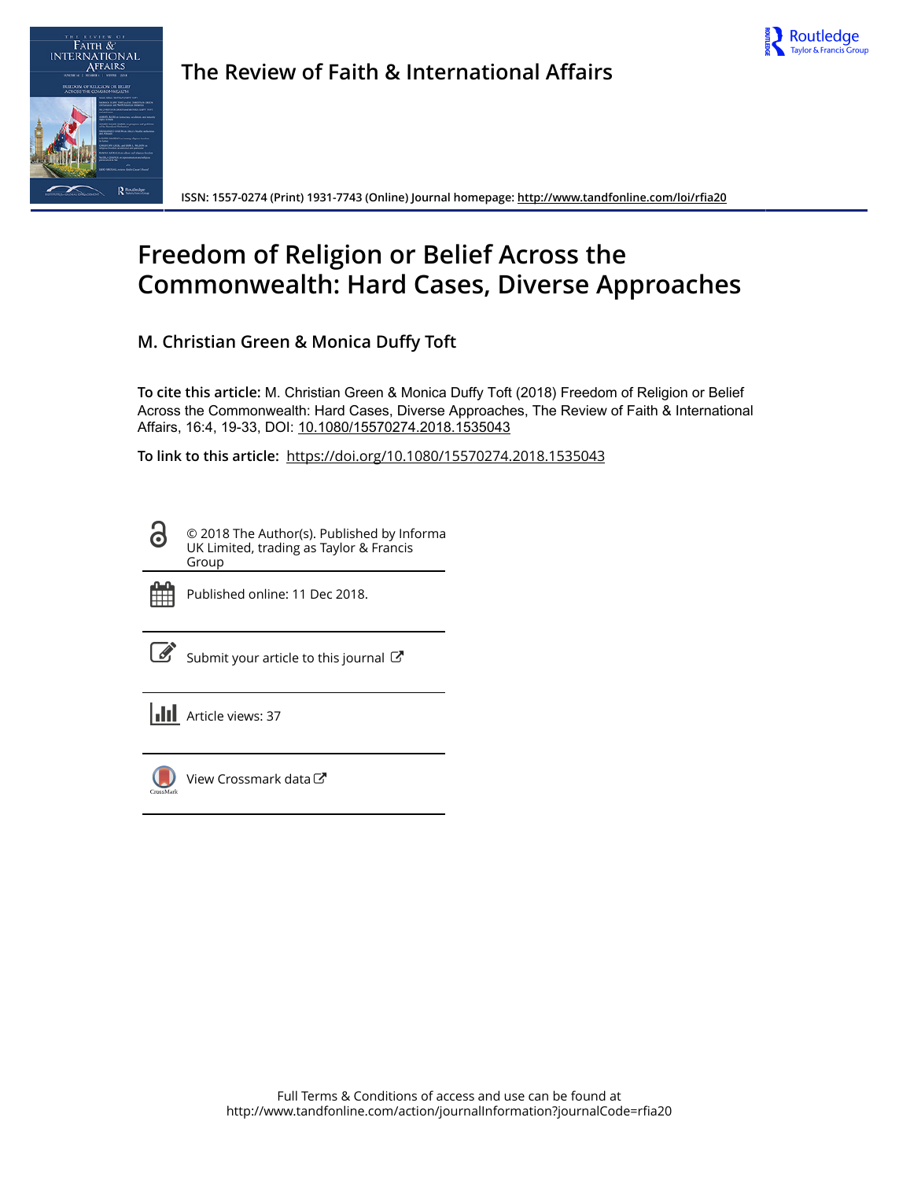The Review of Faith & International Affairs

ISSN: 1557-0274 (Print) 1931-7743 (Online) Journal homepage: http://www.tandfonline.com/loi/rfia20

# Freedom of Religion or Belief Across the Commonwealth: Hard Cases, Diverse Approaches

## M. Christian Green & Monica Duffy Toft

**To cite this article:** M. Christian Green & Monica Duffy Toft (2018) Freedom of Religion or Belief Across the Commonwealth: Hard Cases, Diverse Approaches, The Review of Faith & International Affairs, 16:4, 19-33, DOI: 10.1080/15570274.2018.1535043

**To link to this article:** https://doi.org/10.1080/15570274.2018.1535043

© 2018 The Author(s). Published by Informa UK Limited, trading as Taylor & Francis Group

Published online: 11 Dec 2018.

Submit your article to this journal

Article views: 37

View Crossmark data

Full Terms & Conditions of access and use can be found at
http://www.tandfonline.com/action/journalInformation?journalCode=rfia20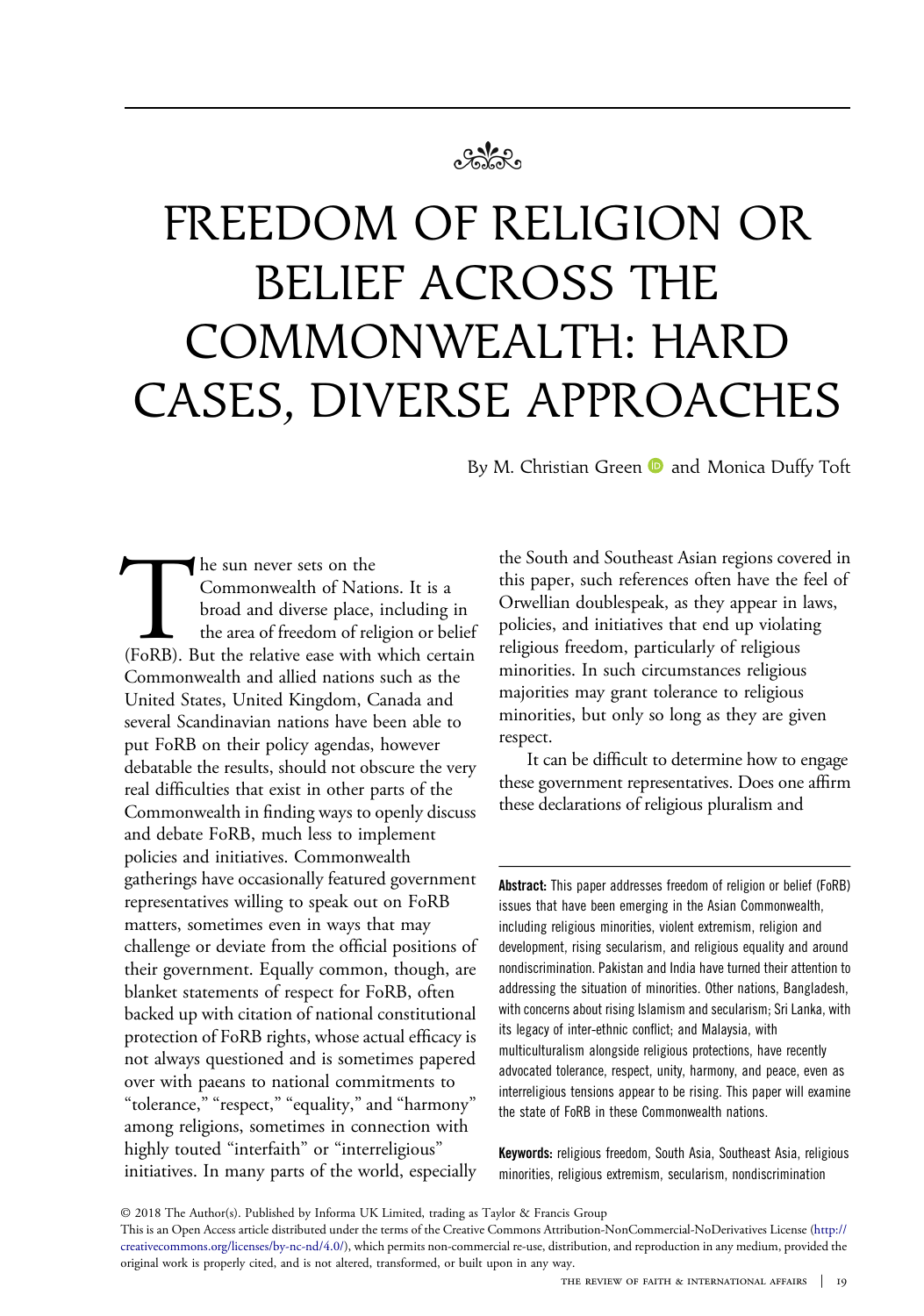# FREEDOM OF RELIGION OR BELIEF ACROSS THE COMMONWEALTH: HARD CASES, DIVERSE APPROACHES

By M. Christian Green and Monica Duffy Toft

The sun never sets on the Commonwealth of Nations. It is a broad and diverse place, including in the area of freedom of religion or belief (FoRB). But the relative ease with which certain Commonwealth and allied nations such as the United States, United Kingdom, Canada and several Scandinavian nations have been able to put FoRB on their policy agendas, however debatable the results, should not obscure the very real difficulties that exist in other parts of the Commonwealth in finding ways to openly discuss and debate FoRB, much less to implement policies and initiatives. Commonwealth gatherings have occasionally featured government representatives willing to speak out on FoRB matters, sometimes even in ways that may challenge or deviate from the official positions of their government. Equally common, though, are blanket statements of respect for FoRB, often backed up with citation of national constitutional protection of FoRB rights, whose actual efficacy is not always questioned and is sometimes papered over with paeans to national commitments to "tolerance," "respect," "equality," and "harmony" among religions, sometimes in connection with highly touted "interfaith" or "interreligious" initiatives. In many parts of the world, especially the South and Southeast Asian regions covered in this paper, such references often have the feel of Orwellian doublespeak, as they appear in laws, policies, and initiatives that end up violating religious freedom, particularly of religious minorities. In such circumstances religious majorities may grant tolerance to religious minorities, but only so long as they are given respect.

It can be difficult to determine how to engage these government representatives. Does one affirm these declarations of religious pluralism and

**Abstract:** This paper addresses freedom of religion or belief (FoRB) issues that have been emerging in the Asian Commonwealth, including religious minorities, violent extremism, religion and development, rising secularism, and religious equality and around nondiscrimination. Pakistan and India have turned their attention to addressing the situation of minorities. Other nations, Bangladesh, with concerns about rising Islamism and secularism; Sri Lanka, with its legacy of inter-ethnic conflict; and Malaysia, with multiculturalism alongside religious protections, have recently advocated tolerance, respect, unity, harmony, and peace, even as interreligious tensions appear to be rising. This paper will examine the state of FoRB in these Commonwealth nations.

**Keywords:** religious freedom, South Asia, Southeast Asia, religious minorities, religious extremism, secularism, nondiscrimination

© 2018 The Author(s). Published by Informa UK Limited, trading as Taylor & Francis Group

This is an Open Access article distributed under the terms of the Creative Commons Attribution-NonCommercial-NoDerivatives License (http://creativecommons.org/licenses/by-nc-nd/4.0/), which permits non-commercial re-use, distribution, and reproduction in any medium, provided the original work is properly cited, and is not altered, transformed, or built upon in any way.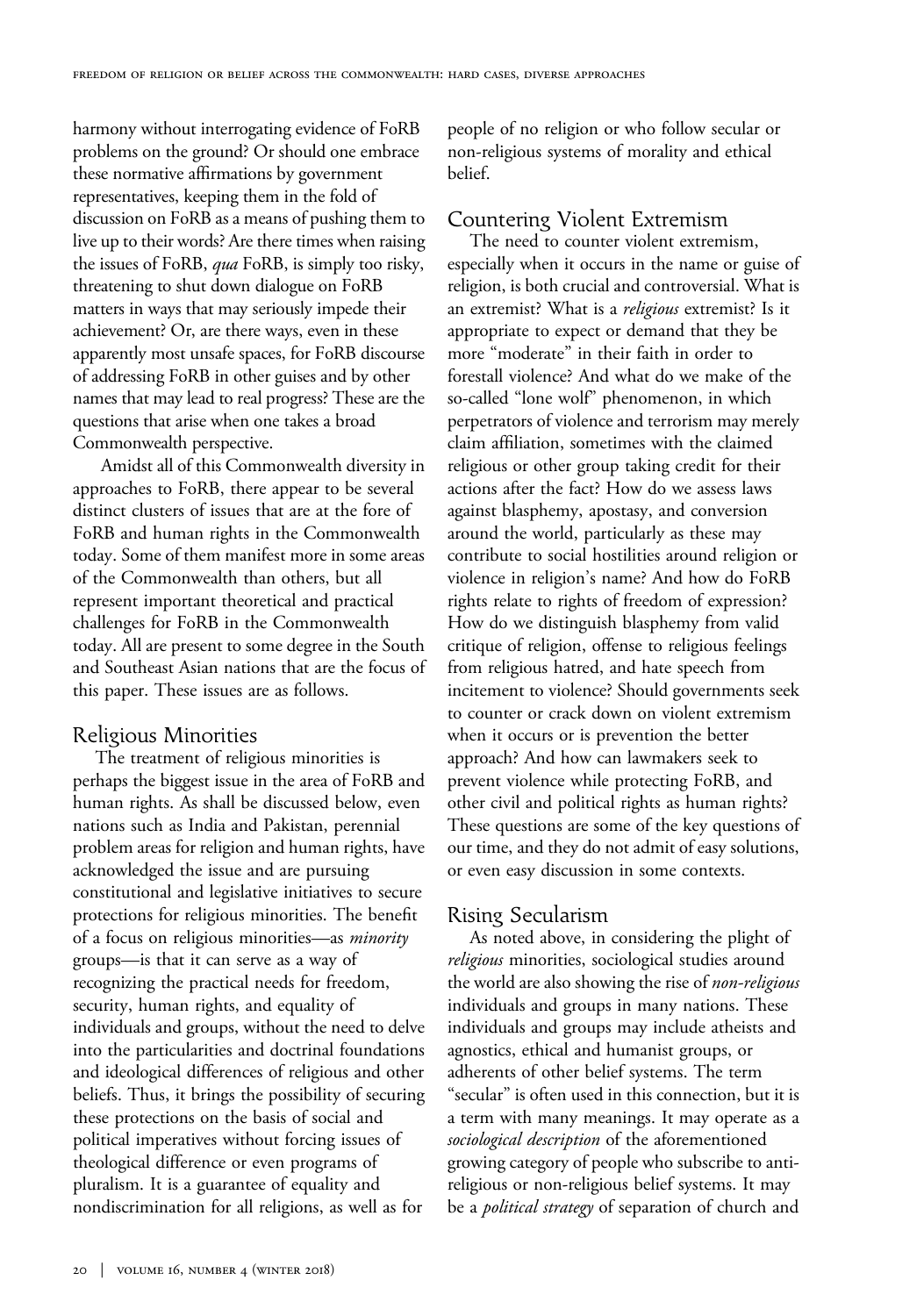harmony without interrogating evidence of FoRB problems on the ground? Or should one embrace these normative affirmations by government representatives, keeping them in the fold of discussion on FoRB as a means of pushing them to live up to their words? Are there times when raising the issues of FoRB, *qua* FoRB, is simply too risky, threatening to shut down dialogue on FoRB matters in ways that may seriously impede their achievement? Or, are there ways, even in these apparently most unsafe spaces, for FoRB discourse of addressing FoRB in other guises and by other names that may lead to real progress? These are the questions that arise when one takes a broad Commonwealth perspective.

Amidst all of this Commonwealth diversity in approaches to FoRB, there appear to be several distinct clusters of issues that are at the fore of FoRB and human rights in the Commonwealth today. Some of them manifest more in some areas of the Commonwealth than others, but all represent important theoretical and practical challenges for FoRB in the Commonwealth today. All are present to some degree in the South and Southeast Asian nations that are the focus of this paper. These issues are as follows.

## Religious Minorities

The treatment of religious minorities is perhaps the biggest issue in the area of FoRB and human rights. As shall be discussed below, even nations such as India and Pakistan, perennial problem areas for religion and human rights, have acknowledged the issue and are pursuing constitutional and legislative initiatives to secure protections for religious minorities. The benefit of a focus on religious minorities—as *minority* groups—is that it can serve as a way of recognizing the practical needs for freedom, security, human rights, and equality of individuals and groups, without the need to delve into the particularities and doctrinal foundations and ideological differences of religious and other beliefs. Thus, it brings the possibility of securing these protections on the basis of social and political imperatives without forcing issues of theological difference or even programs of pluralism. It is a guarantee of equality and nondiscrimination for all religions, as well as for people of no religion or who follow secular or non-religious systems of morality and ethical belief.

## Countering Violent Extremism

The need to counter violent extremism, especially when it occurs in the name or guise of religion, is both crucial and controversial. What is an extremist? What is a *religious* extremist? Is it appropriate to expect or demand that they be more "moderate" in their faith in order to forestall violence? And what do we make of the so-called "lone wolf" phenomenon, in which perpetrators of violence and terrorism may merely claim affiliation, sometimes with the claimed religious or other group taking credit for their actions after the fact? How do we assess laws against blasphemy, apostasy, and conversion around the world, particularly as these may contribute to social hostilities around religion or violence in religion's name? And how do FoRB rights relate to rights of freedom of expression? How do we distinguish blasphemy from valid critique of religion, offense to religious feelings from religious hatred, and hate speech from incitement to violence? Should governments seek to counter or crack down on violent extremism when it occurs or is prevention the better approach? And how can lawmakers seek to prevent violence while protecting FoRB, and other civil and political rights as human rights? These questions are some of the key questions of our time, and they do not admit of easy solutions, or even easy discussion in some contexts.

## Rising Secularism

As noted above, in considering the plight of *religious* minorities, sociological studies around the world are also showing the rise of *non-religious* individuals and groups in many nations. These individuals and groups may include atheists and agnostics, ethical and humanist groups, or adherents of other belief systems. The term "secular" is often used in this connection, but it is a term with many meanings. It may operate as a *sociological description* of the aforementioned growing category of people who subscribe to anti-religious or non-religious belief systems. It may be a *political strategy* of separation of church and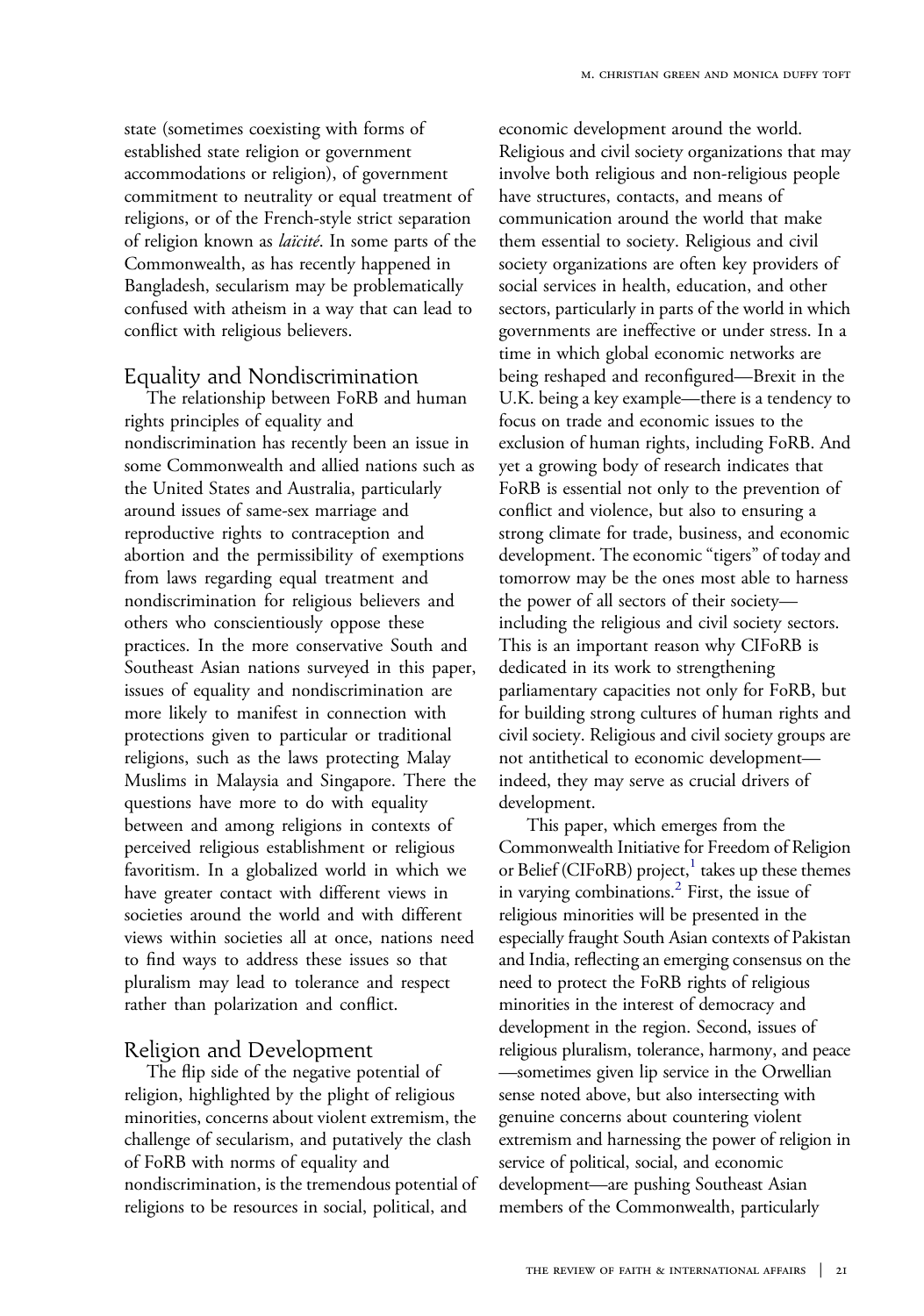state (sometimes coexisting with forms of established state religion or government accommodations or religion), of government commitment to neutrality or equal treatment of religions, or of the French-style strict separation of religion known as *laïcité*. In some parts of the Commonwealth, as has recently happened in Bangladesh, secularism may be problematically confused with atheism in a way that can lead to conflict with religious believers.

## Equality and Nondiscrimination

The relationship between FoRB and human rights principles of equality and nondiscrimination has recently been an issue in some Commonwealth and allied nations such as the United States and Australia, particularly around issues of same-sex marriage and reproductive rights to contraception and abortion and the permissibility of exemptions from laws regarding equal treatment and nondiscrimination for religious believers and others who conscientiously oppose these practices. In the more conservative South and Southeast Asian nations surveyed in this paper, issues of equality and nondiscrimination are more likely to manifest in connection with protections given to particular or traditional religions, such as the laws protecting Malay Muslims in Malaysia and Singapore. There the questions have more to do with equality between and among religions in contexts of perceived religious establishment or religious favoritism. In a globalized world in which we have greater contact with different views in societies around the world and with different views within societies all at once, nations need to find ways to address these issues so that pluralism may lead to tolerance and respect rather than polarization and conflict.

## Religion and Development

The flip side of the negative potential of religion, highlighted by the plight of religious minorities, concerns about violent extremism, the challenge of secularism, and putatively the clash of FoRB with norms of equality and nondiscrimination, is the tremendous potential of religions to be resources in social, political, and economic development around the world. Religious and civil society organizations that may involve both religious and non-religious people have structures, contacts, and means of communication around the world that make them essential to society. Religious and civil society organizations are often key providers of social services in health, education, and other sectors, particularly in parts of the world in which governments are ineffective or under stress. In a time in which global economic networks are being reshaped and reconfigured—Brexit in the U.K. being a key example—there is a tendency to focus on trade and economic issues to the exclusion of human rights, including FoRB. And yet a growing body of research indicates that FoRB is essential not only to the prevention of conflict and violence, but also to ensuring a strong climate for trade, business, and economic development. The economic "tigers" of today and tomorrow may be the ones most able to harness the power of all sectors of their society—including the religious and civil society sectors. This is an important reason why CIFoRB is dedicated in its work to strengthening parliamentary capacities not only for FoRB, but for building strong cultures of human rights and civil society. Religious and civil society groups are not antithetical to economic development—indeed, they may serve as crucial drivers of development.

This paper, which emerges from the Commonwealth Initiative for Freedom of Religion or Belief (CIFoRB) project,[1] takes up these themes in varying combinations.[2] First, the issue of religious minorities will be presented in the especially fraught South Asian contexts of Pakistan and India, reflecting an emerging consensus on the need to protect the FoRB rights of religious minorities in the interest of democracy and development in the region. Second, issues of religious pluralism, tolerance, harmony, and peace—sometimes given lip service in the Orwellian sense noted above, but also intersecting with genuine concerns about countering violent extremism and harnessing the power of religion in service of political, social, and economic development—are pushing Southeast Asian members of the Commonwealth, particularly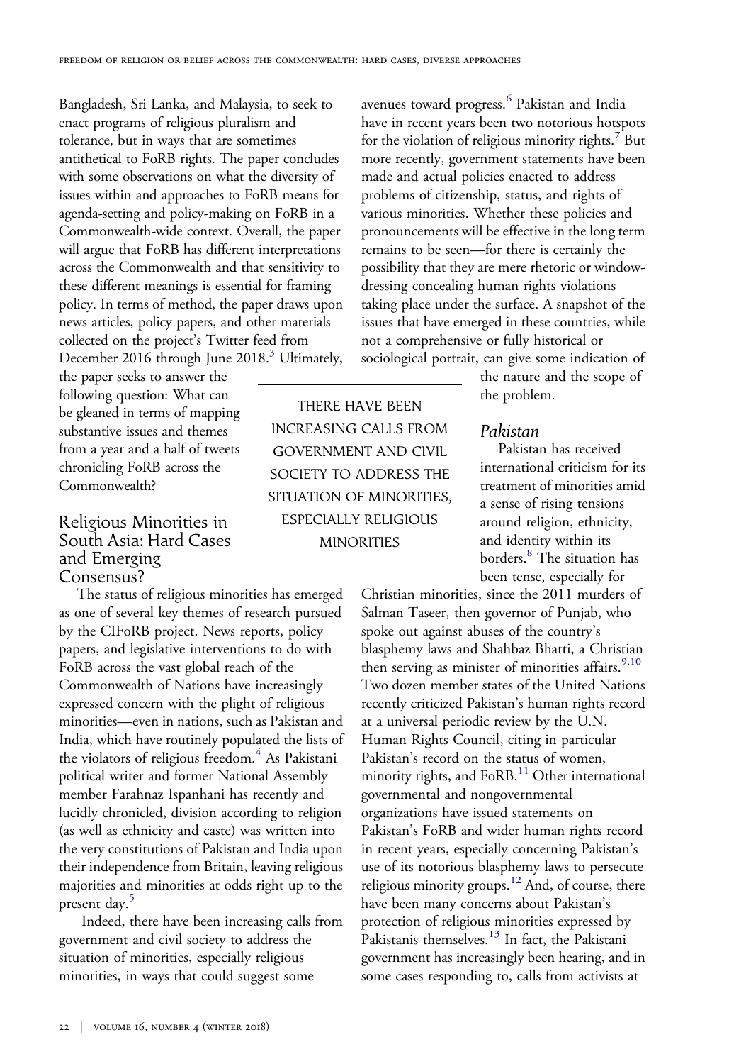Bangladesh, Sri Lanka, and Malaysia, to seek to enact programs of religious pluralism and tolerance, but in ways that are sometimes antithetical to FoRB rights. The paper concludes with some observations on what the diversity of issues within and approaches to FoRB means for agenda-setting and policy-making on FoRB in a Commonwealth-wide context. Overall, the paper will argue that FoRB has different interpretations across the Commonwealth and that sensitivity to these different meanings is essential for framing policy. In terms of method, the paper draws upon news articles, policy papers, and other materials collected on the project's Twitter feed from December 2016 through June 2018.[3] Ultimately, the paper seeks to answer the following question: What can be gleaned in terms of mapping substantive issues and themes from a year and a half of tweets chronicling FoRB across the Commonwealth?

## Religious Minorities in South Asia: Hard Cases and Emerging Consensus?

The status of religious minorities has emerged as one of several key themes of research pursued by the CIFoRB project. News reports, policy papers, and legislative interventions to do with FoRB across the vast global reach of the Commonwealth of Nations have increasingly expressed concern with the plight of religious minorities—even in nations, such as Pakistan and India, which have routinely populated the lists of the violators of religious freedom.[4] As Pakistani political writer and former National Assembly member Farahnaz Ispanhani has recently and lucidly chronicled, division according to religion (as well as ethnicity and caste) was written into the very constitutions of Pakistan and India upon their independence from Britain, leaving religious majorities and minorities at odds right up to the present day.[5]

Indeed, there have been increasing calls from government and civil society to address the situation of minorities, especially religious minorities, in ways that could suggest some avenues toward progress.[6] Pakistan and India have in recent years been two notorious hotspots for the violation of religious minority rights.[7] But more recently, government statements have been made and actual policies enacted to address problems of citizenship, status, and rights of various minorities. Whether these policies and pronouncements will be effective in the long term remains to be seen—for there is certainly the possibility that they are mere rhetoric or window-dressing concealing human rights violations taking place under the surface. A snapshot of the issues that have emerged in these countries, while not a comprehensive or fully historical or sociological portrait, can give some indication of the nature and the scope of the problem.

> THERE HAVE BEEN INCREASING CALLS FROM GOVERNMENT AND CIVIL SOCIETY TO ADDRESS THE SITUATION OF MINORITIES, ESPECIALLY RELIGIOUS MINORITIES

### *Pakistan*

Pakistan has received international criticism for its treatment of minorities amid a sense of rising tensions around religion, ethnicity, and identity within its borders.[8] The situation has been tense, especially for Christian minorities, since the 2011 murders of Salman Taseer, then governor of Punjab, who spoke out against abuses of the country's blasphemy laws and Shahbaz Bhatti, a Christian then serving as minister of minorities affairs.[9,10] Two dozen member states of the United Nations recently criticized Pakistan's human rights record at a universal periodic review by the U.N. Human Rights Council, citing in particular Pakistan's record on the status of women, minority rights, and FoRB.[11] Other international governmental and nongovernmental organizations have issued statements on Pakistan's FoRB and wider human rights record in recent years, especially concerning Pakistan's use of its notorious blasphemy laws to persecute religious minority groups.[12] And, of course, there have been many concerns about Pakistan's protection of religious minorities expressed by Pakistanis themselves.[13] In fact, the Pakistani government has increasingly been hearing, and in some cases responding to, calls from activists at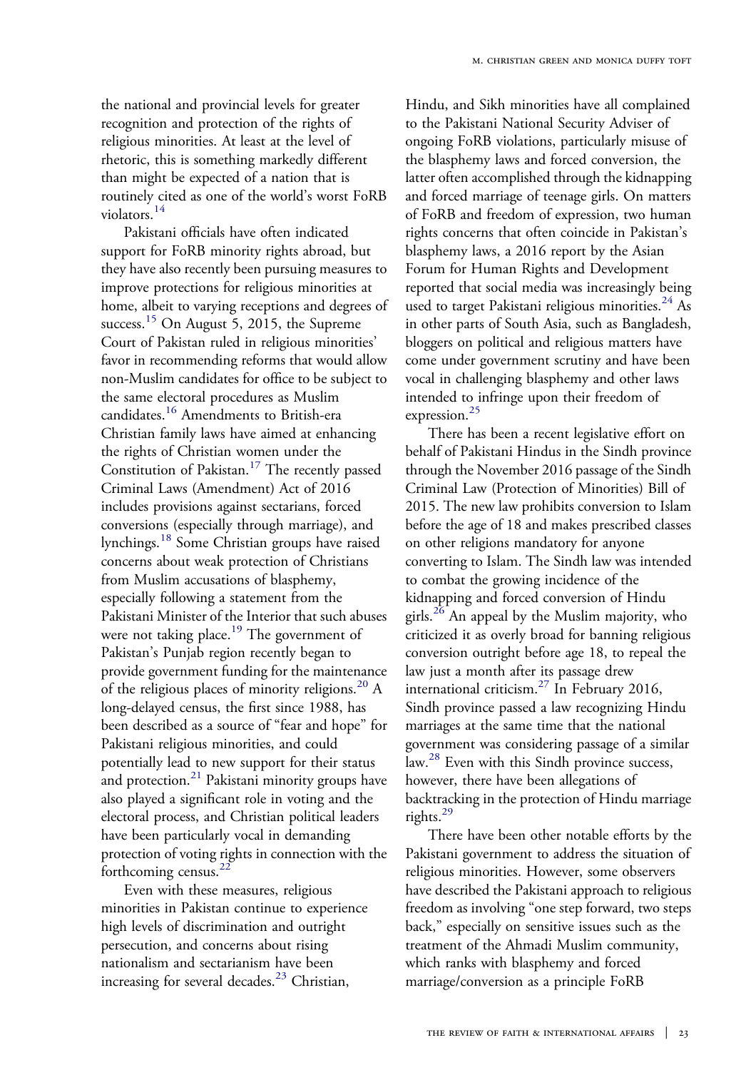the national and provincial levels for greater recognition and protection of the rights of religious minorities. At least at the level of rhetoric, this is something markedly different than might be expected of a nation that is routinely cited as one of the world's worst FoRB violators.[14]

Pakistani officials have often indicated support for FoRB minority rights abroad, but they have also recently been pursuing measures to improve protections for religious minorities at home, albeit to varying receptions and degrees of success.[15] On August 5, 2015, the Supreme Court of Pakistan ruled in religious minorities' favor in recommending reforms that would allow non-Muslim candidates for office to be subject to the same electoral procedures as Muslim candidates.[16] Amendments to British-era Christian family laws have aimed at enhancing the rights of Christian women under the Constitution of Pakistan.[17] The recently passed Criminal Laws (Amendment) Act of 2016 includes provisions against sectarians, forced conversions (especially through marriage), and lynchings.[18] Some Christian groups have raised concerns about weak protection of Christians from Muslim accusations of blasphemy, especially following a statement from the Pakistani Minister of the Interior that such abuses were not taking place.[19] The government of Pakistan's Punjab region recently began to provide government funding for the maintenance of the religious places of minority religions.[20] A long-delayed census, the first since 1988, has been described as a source of "fear and hope" for Pakistani religious minorities, and could potentially lead to new support for their status and protection.[21] Pakistani minority groups have also played a significant role in voting and the electoral process, and Christian political leaders have been particularly vocal in demanding protection of voting rights in connection with the forthcoming census.[22]

Even with these measures, religious minorities in Pakistan continue to experience high levels of discrimination and outright persecution, and concerns about rising nationalism and sectarianism have been increasing for several decades.[23] Christian, Hindu, and Sikh minorities have all complained to the Pakistani National Security Adviser of ongoing FoRB violations, particularly misuse of the blasphemy laws and forced conversion, the latter often accomplished through the kidnapping and forced marriage of teenage girls. On matters of FoRB and freedom of expression, two human rights concerns that often coincide in Pakistan's blasphemy laws, a 2016 report by the Asian Forum for Human Rights and Development reported that social media was increasingly being used to target Pakistani religious minorities.[24] As in other parts of South Asia, such as Bangladesh, bloggers on political and religious matters have come under government scrutiny and have been vocal in challenging blasphemy and other laws intended to infringe upon their freedom of expression.[25]

There has been a recent legislative effort on behalf of Pakistani Hindus in the Sindh province through the November 2016 passage of the Sindh Criminal Law (Protection of Minorities) Bill of 2015. The new law prohibits conversion to Islam before the age of 18 and makes prescribed classes on other religions mandatory for anyone converting to Islam. The Sindh law was intended to combat the growing incidence of the kidnapping and forced conversion of Hindu girls.[26] An appeal by the Muslim majority, who criticized it as overly broad for banning religious conversion outright before age 18, to repeal the law just a month after its passage drew international criticism.[27] In February 2016, Sindh province passed a law recognizing Hindu marriages at the same time that the national government was considering passage of a similar law.[28] Even with this Sindh province success, however, there have been allegations of backtracking in the protection of Hindu marriage rights.[29]

There have been other notable efforts by the Pakistani government to address the situation of religious minorities. However, some observers have described the Pakistani approach to religious freedom as involving "one step forward, two steps back," especially on sensitive issues such as the treatment of the Ahmadi Muslim community, which ranks with blasphemy and forced marriage/conversion as a principle FoRB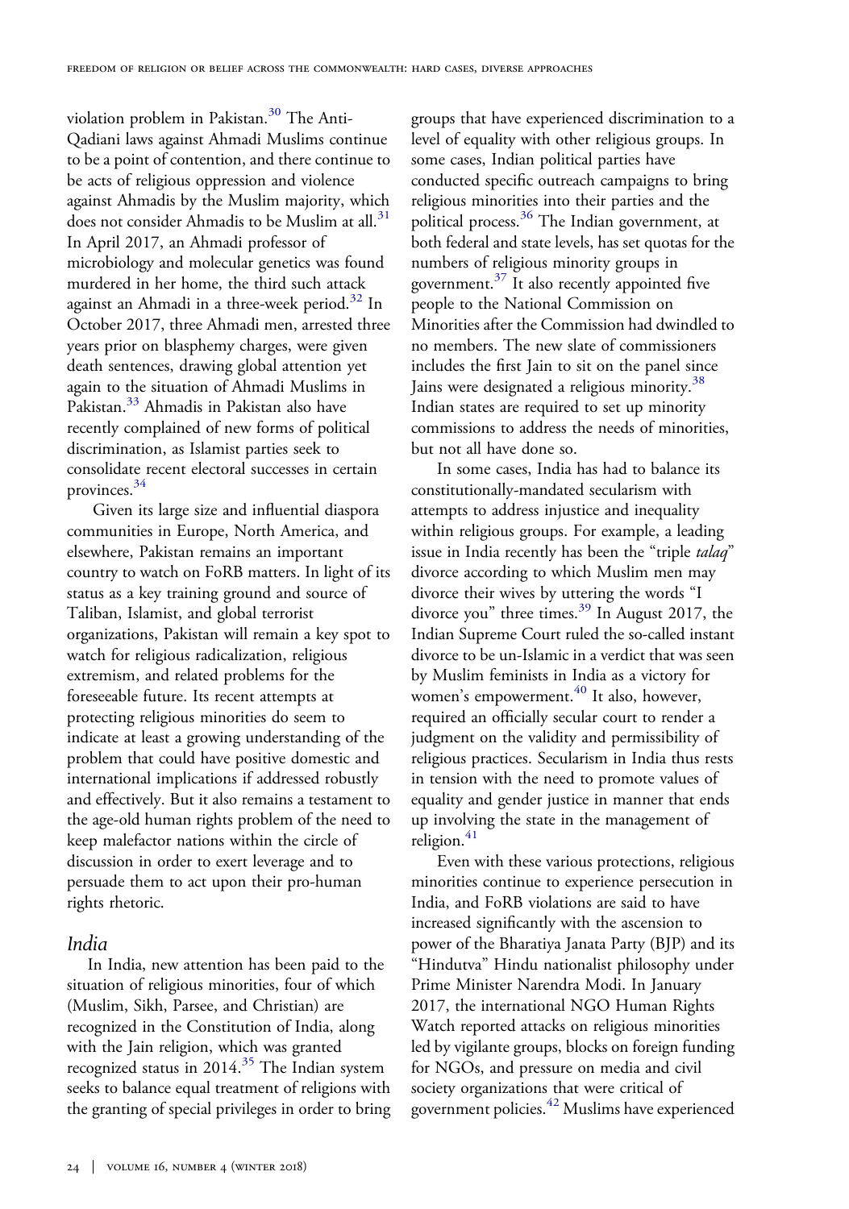violation problem in Pakistan.[30] The Anti-Qadiani laws against Ahmadi Muslims continue to be a point of contention, and there continue to be acts of religious oppression and violence against Ahmadis by the Muslim majority, which does not consider Ahmadis to be Muslim at all.[31] In April 2017, an Ahmadi professor of microbiology and molecular genetics was found murdered in her home, the third such attack against an Ahmadi in a three-week period.[32] In October 2017, three Ahmadi men, arrested three years prior on blasphemy charges, were given death sentences, drawing global attention yet again to the situation of Ahmadi Muslims in Pakistan.[33] Ahmadis in Pakistan also have recently complained of new forms of political discrimination, as Islamist parties seek to consolidate recent electoral successes in certain provinces.[34]

Given its large size and influential diaspora communities in Europe, North America, and elsewhere, Pakistan remains an important country to watch on FoRB matters. In light of its status as a key training ground and source of Taliban, Islamist, and global terrorist organizations, Pakistan will remain a key spot to watch for religious radicalization, religious extremism, and related problems for the foreseeable future. Its recent attempts at protecting religious minorities do seem to indicate at least a growing understanding of the problem that could have positive domestic and international implications if addressed robustly and effectively. But it also remains a testament to the age-old human rights problem of the need to keep malefactor nations within the circle of discussion in order to exert leverage and to persuade them to act upon their pro-human rights rhetoric.

## *India*

In India, new attention has been paid to the situation of religious minorities, four of which (Muslim, Sikh, Parsee, and Christian) are recognized in the Constitution of India, along with the Jain religion, which was granted recognized status in 2014.[35] The Indian system seeks to balance equal treatment of religions with the granting of special privileges in order to bring groups that have experienced discrimination to a level of equality with other religious groups. In some cases, Indian political parties have conducted specific outreach campaigns to bring religious minorities into their parties and the political process.[36] The Indian government, at both federal and state levels, has set quotas for the numbers of religious minority groups in government.[37] It also recently appointed five people to the National Commission on Minorities after the Commission had dwindled to no members. The new slate of commissioners includes the first Jain to sit on the panel since Jains were designated a religious minority.[38] Indian states are required to set up minority commissions to address the needs of minorities, but not all have done so.

In some cases, India has had to balance its constitutionally-mandated secularism with attempts to address injustice and inequality within religious groups. For example, a leading issue in India recently has been the "triple *talaq*" divorce according to which Muslim men may divorce their wives by uttering the words "I divorce you" three times.[39] In August 2017, the Indian Supreme Court ruled the so-called instant divorce to be un-Islamic in a verdict that was seen by Muslim feminists in India as a victory for women's empowerment.[40] It also, however, required an officially secular court to render a judgment on the validity and permissibility of religious practices. Secularism in India thus rests in tension with the need to promote values of equality and gender justice in manner that ends up involving the state in the management of religion.[41]

Even with these various protections, religious minorities continue to experience persecution in India, and FoRB violations are said to have increased significantly with the ascension to power of the Bharatiya Janata Party (BJP) and its "Hindutva" Hindu nationalist philosophy under Prime Minister Narendra Modi. In January 2017, the international NGO Human Rights Watch reported attacks on religious minorities led by vigilante groups, blocks on foreign funding for NGOs, and pressure on media and civil society organizations that were critical of government policies.[42] Muslims have experienced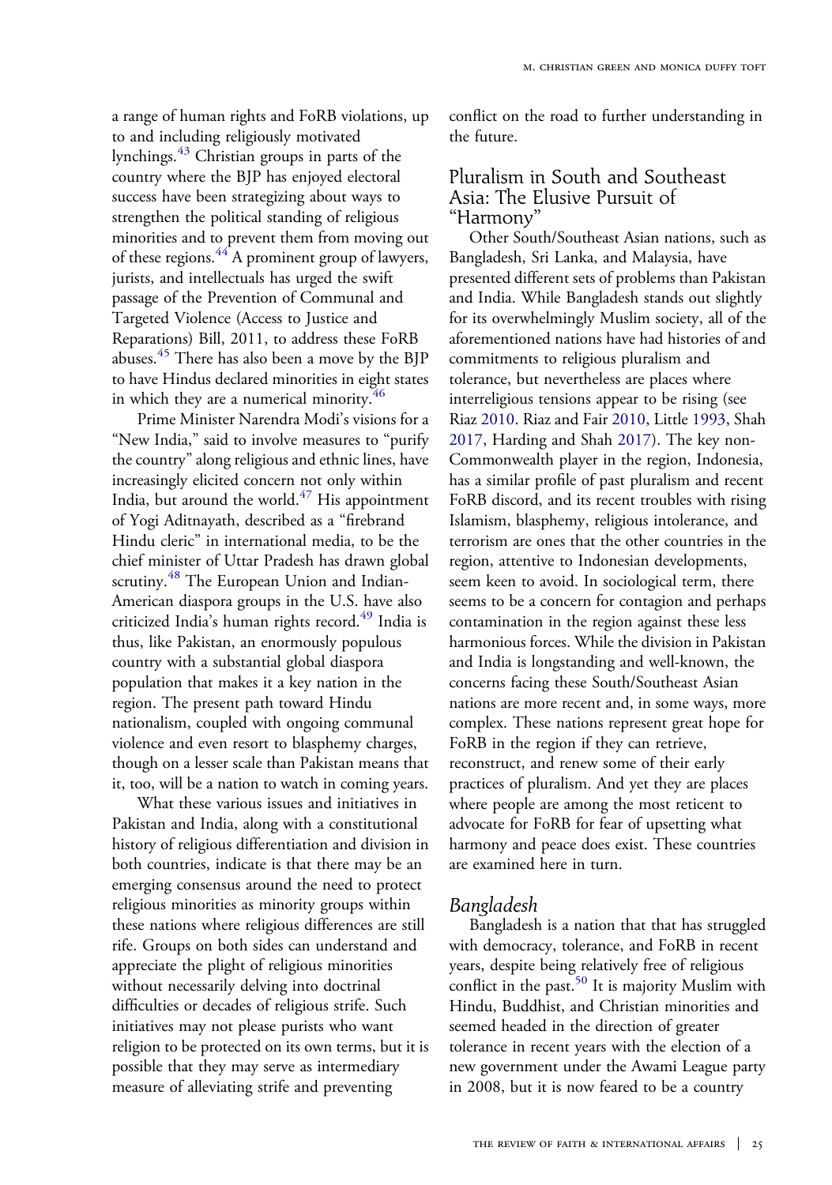a range of human rights and FoRB violations, up to and including religiously motivated lynchings.[43] Christian groups in parts of the country where the BJP has enjoyed electoral success have been strategizing about ways to strengthen the political standing of religious minorities and to prevent them from moving out of these regions.[44] A prominent group of lawyers, jurists, and intellectuals has urged the swift passage of the Prevention of Communal and Targeted Violence (Access to Justice and Reparations) Bill, 2011, to address these FoRB abuses.[45] There has also been a move by the BJP to have Hindus declared minorities in eight states in which they are a numerical minority.[46]

Prime Minister Narendra Modi's visions for a "New India," said to involve measures to "purify the country" along religious and ethnic lines, have increasingly elicited concern not only within India, but around the world.[47] His appointment of Yogi Aditnayath, described as a "firebrand Hindu cleric" in international media, to be the chief minister of Uttar Pradesh has drawn global scrutiny.[48] The European Union and Indian-American diaspora groups in the U.S. have also criticized India's human rights record.[49] India is thus, like Pakistan, an enormously populous country with a substantial global diaspora population that makes it a key nation in the region. The present path toward Hindu nationalism, coupled with ongoing communal violence and even resort to blasphemy charges, though on a lesser scale than Pakistan means that it, too, will be a nation to watch in coming years.

What these various issues and initiatives in Pakistan and India, along with a constitutional history of religious differentiation and division in both countries, indicate is that there may be an emerging consensus around the need to protect religious minorities as minority groups within these nations where religious differences are still rife. Groups on both sides can understand and appreciate the plight of religious minorities without necessarily delving into doctrinal difficulties or decades of religious strife. Such initiatives may not please purists who want religion to be protected on its own terms, but it is possible that they may serve as intermediary measure of alleviating strife and preventing conflict on the road to further understanding in the future.

## Pluralism in South and Southeast Asia: The Elusive Pursuit of "Harmony"

Other South/Southeast Asian nations, such as Bangladesh, Sri Lanka, and Malaysia, have presented different sets of problems than Pakistan and India. While Bangladesh stands out slightly for its overwhelmingly Muslim society, all of the aforementioned nations have had histories of and commitments to religious pluralism and tolerance, but nevertheless are places where interreligious tensions appear to be rising (see Riaz 2010. Riaz and Fair 2010, Little 1993, Shah 2017, Harding and Shah 2017). The key non-Commonwealth player in the region, Indonesia, has a similar profile of past pluralism and recent FoRB discord, and its recent troubles with rising Islamism, blasphemy, religious intolerance, and terrorism are ones that the other countries in the region, attentive to Indonesian developments, seem keen to avoid. In sociological term, there seems to be a concern for contagion and perhaps contamination in the region against these less harmonious forces. While the division in Pakistan and India is longstanding and well-known, the concerns facing these South/Southeast Asian nations are more recent and, in some ways, more complex. These nations represent great hope for FoRB in the region if they can retrieve, reconstruct, and renew some of their early practices of pluralism. And yet they are places where people are among the most reticent to advocate for FoRB for fear of upsetting what harmony and peace does exist. These countries are examined here in turn.

### *Bangladesh*

Bangladesh is a nation that that has struggled with democracy, tolerance, and FoRB in recent years, despite being relatively free of religious conflict in the past.[50] It is majority Muslim with Hindu, Buddhist, and Christian minorities and seemed headed in the direction of greater tolerance in recent years with the election of a new government under the Awami League party in 2008, but it is now feared to be a country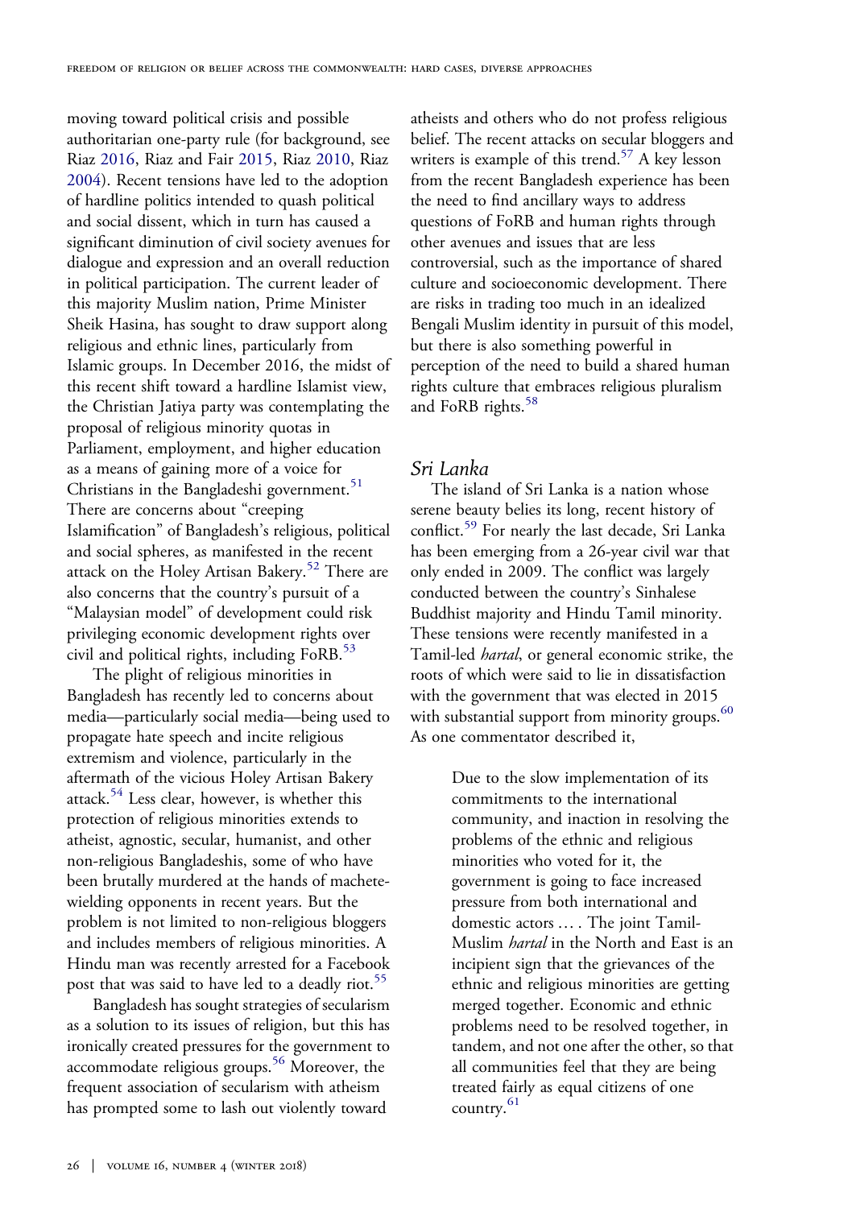moving toward political crisis and possible authoritarian one-party rule (for background, see Riaz 2016, Riaz and Fair 2015, Riaz 2010, Riaz 2004). Recent tensions have led to the adoption of hardline politics intended to quash political and social dissent, which in turn has caused a significant diminution of civil society avenues for dialogue and expression and an overall reduction in political participation. The current leader of this majority Muslim nation, Prime Minister Sheik Hasina, has sought to draw support along religious and ethnic lines, particularly from Islamic groups. In December 2016, the midst of this recent shift toward a hardline Islamist view, the Christian Jatiya party was contemplating the proposal of religious minority quotas in Parliament, employment, and higher education as a means of gaining more of a voice for Christians in the Bangladeshi government.[51] There are concerns about "creeping Islamification" of Bangladesh's religious, political and social spheres, as manifested in the recent attack on the Holey Artisan Bakery.[52] There are also concerns that the country's pursuit of a "Malaysian model" of development could risk privileging economic development rights over civil and political rights, including FoRB.[53]

The plight of religious minorities in Bangladesh has recently led to concerns about media—particularly social media—being used to propagate hate speech and incite religious extremism and violence, particularly in the aftermath of the vicious Holey Artisan Bakery attack.[54] Less clear, however, is whether this protection of religious minorities extends to atheist, agnostic, secular, humanist, and other non-religious Bangladeshis, some of who have been brutally murdered at the hands of machete-wielding opponents in recent years. But the problem is not limited to non-religious bloggers and includes members of religious minorities. A Hindu man was recently arrested for a Facebook post that was said to have led to a deadly riot.[55]

Bangladesh has sought strategies of secularism as a solution to its issues of religion, but this has ironically created pressures for the government to accommodate religious groups.[56] Moreover, the frequent association of secularism with atheism has prompted some to lash out violently toward atheists and others who do not profess religious belief. The recent attacks on secular bloggers and writers is example of this trend.[57] A key lesson from the recent Bangladesh experience has been the need to find ancillary ways to address questions of FoRB and human rights through other avenues and issues that are less controversial, such as the importance of shared culture and socioeconomic development. There are risks in trading too much in an idealized Bengali Muslim identity in pursuit of this model, but there is also something powerful in perception of the need to build a shared human rights culture that embraces religious pluralism and FoRB rights.[58]

## *Sri Lanka*

The island of Sri Lanka is a nation whose serene beauty belies its long, recent history of conflict.[59] For nearly the last decade, Sri Lanka has been emerging from a 26-year civil war that only ended in 2009. The conflict was largely conducted between the country's Sinhalese Buddhist majority and Hindu Tamil minority. These tensions were recently manifested in a Tamil-led *hartal*, or general economic strike, the roots of which were said to lie in dissatisfaction with the government that was elected in 2015 with substantial support from minority groups.[60] As one commentator described it,

> Due to the slow implementation of its commitments to the international community, and inaction in resolving the problems of the ethnic and religious minorities who voted for it, the government is going to face increased pressure from both international and domestic actors … . The joint Tamil-Muslim *hartal* in the North and East is an incipient sign that the grievances of the ethnic and religious minorities are getting merged together. Economic and ethnic problems need to be resolved together, in tandem, and not one after the other, so that all communities feel that they are being treated fairly as equal citizens of one country.[61]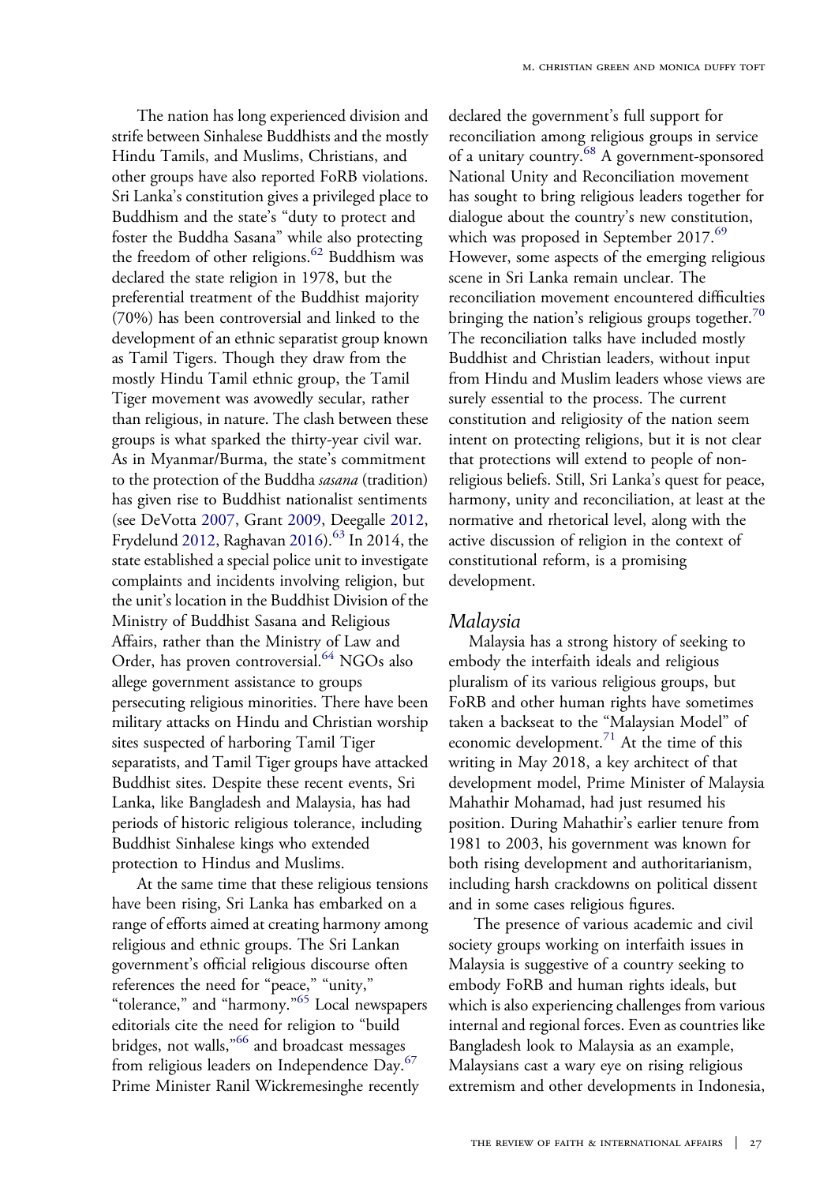The nation has long experienced division and strife between Sinhalese Buddhists and the mostly Hindu Tamils, and Muslims, Christians, and other groups have also reported FoRB violations. Sri Lanka's constitution gives a privileged place to Buddhism and the state's "duty to protect and foster the Buddha Sasana" while also protecting the freedom of other religions.[62] Buddhism was declared the state religion in 1978, but the preferential treatment of the Buddhist majority (70%) has been controversial and linked to the development of an ethnic separatist group known as Tamil Tigers. Though they draw from the mostly Hindu Tamil ethnic group, the Tamil Tiger movement was avowedly secular, rather than religious, in nature. The clash between these groups is what sparked the thirty-year civil war. As in Myanmar/Burma, the state's commitment to the protection of the Buddha *sasana* (tradition) has given rise to Buddhist nationalist sentiments (see DeVotta 2007, Grant 2009, Deegalle 2012, Frydelund 2012, Raghavan 2016).[63] In 2014, the state established a special police unit to investigate complaints and incidents involving religion, but the unit's location in the Buddhist Division of the Ministry of Buddhist Sasana and Religious Affairs, rather than the Ministry of Law and Order, has proven controversial.[64] NGOs also allege government assistance to groups persecuting religious minorities. There have been military attacks on Hindu and Christian worship sites suspected of harboring Tamil Tiger separatists, and Tamil Tiger groups have attacked Buddhist sites. Despite these recent events, Sri Lanka, like Bangladesh and Malaysia, has had periods of historic religious tolerance, including Buddhist Sinhalese kings who extended protection to Hindus and Muslims.

At the same time that these religious tensions have been rising, Sri Lanka has embarked on a range of efforts aimed at creating harmony among religious and ethnic groups. The Sri Lankan government's official religious discourse often references the need for "peace," "unity," "tolerance," and "harmony."[65] Local newspapers editorials cite the need for religion to "build bridges, not walls,"[66] and broadcast messages from religious leaders on Independence Day.[67] Prime Minister Ranil Wickremesinghe recently declared the government's full support for reconciliation among religious groups in service of a unitary country.[68] A government-sponsored National Unity and Reconciliation movement has sought to bring religious leaders together for dialogue about the country's new constitution, which was proposed in September 2017.[69] However, some aspects of the emerging religious scene in Sri Lanka remain unclear. The reconciliation movement encountered difficulties bringing the nation's religious groups together.[70] The reconciliation talks have included mostly Buddhist and Christian leaders, without input from Hindu and Muslim leaders whose views are surely essential to the process. The current constitution and religiosity of the nation seem intent on protecting religions, but it is not clear that protections will extend to people of non-religious beliefs. Still, Sri Lanka's quest for peace, harmony, unity and reconciliation, at least at the normative and rhetorical level, along with the active discussion of religion in the context of constitutional reform, is a promising development.

## Malaysia

Malaysia has a strong history of seeking to embody the interfaith ideals and religious pluralism of its various religious groups, but FoRB and other human rights have sometimes taken a backseat to the "Malaysian Model" of economic development.[71] At the time of this writing in May 2018, a key architect of that development model, Prime Minister of Malaysia Mahathir Mohamad, had just resumed his position. During Mahathir's earlier tenure from 1981 to 2003, his government was known for both rising development and authoritarianism, including harsh crackdowns on political dissent and in some cases religious figures.

The presence of various academic and civil society groups working on interfaith issues in Malaysia is suggestive of a country seeking to embody FoRB and human rights ideals, but which is also experiencing challenges from various internal and regional forces. Even as countries like Bangladesh look to Malaysia as an example, Malaysians cast a wary eye on rising religious extremism and other developments in Indonesia,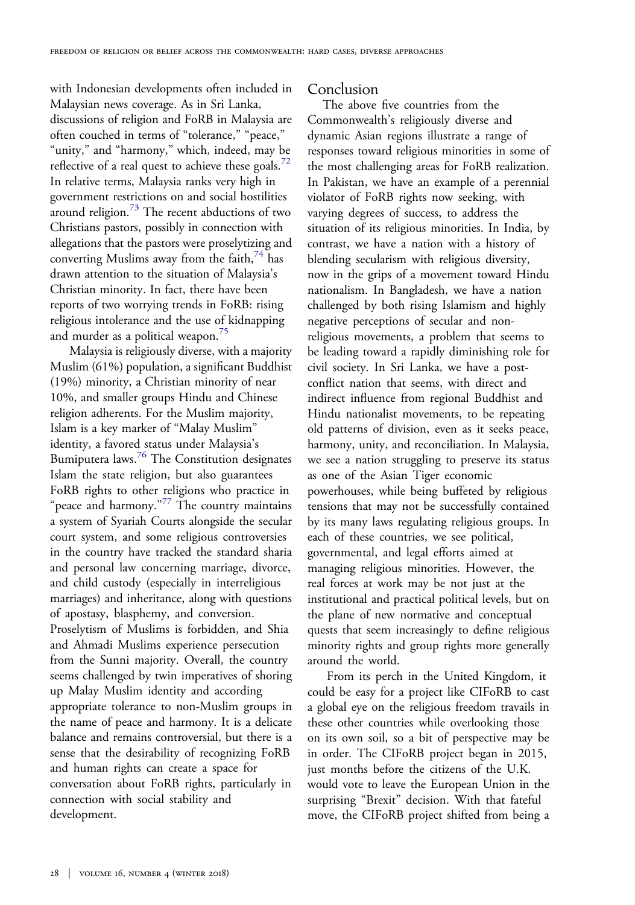with Indonesian developments often included in Malaysian news coverage. As in Sri Lanka, discussions of religion and FoRB in Malaysia are often couched in terms of "tolerance," "peace," "unity," and "harmony," which, indeed, may be reflective of a real quest to achieve these goals.[72] In relative terms, Malaysia ranks very high in government restrictions on and social hostilities around religion.[73] The recent abductions of two Christians pastors, possibly in connection with allegations that the pastors were proselytizing and converting Muslims away from the faith,[74] has drawn attention to the situation of Malaysia's Christian minority. In fact, there have been reports of two worrying trends in FoRB: rising religious intolerance and the use of kidnapping and murder as a political weapon.[75]

Malaysia is religiously diverse, with a majority Muslim (61%) population, a significant Buddhist (19%) minority, a Christian minority of near 10%, and smaller groups Hindu and Chinese religion adherents. For the Muslim majority, Islam is a key marker of "Malay Muslim" identity, a favored status under Malaysia's Bumiputera laws.[76] The Constitution designates Islam the state religion, but also guarantees FoRB rights to other religions who practice in "peace and harmony."[77] The country maintains a system of Syariah Courts alongside the secular court system, and some religious controversies in the country have tracked the standard sharia and personal law concerning marriage, divorce, and child custody (especially in interreligious marriages) and inheritance, along with questions of apostasy, blasphemy, and conversion. Proselytism of Muslims is forbidden, and Shia and Ahmadi Muslims experience persecution from the Sunni majority. Overall, the country seems challenged by twin imperatives of shoring up Malay Muslim identity and according appropriate tolerance to non-Muslim groups in the name of peace and harmony. It is a delicate balance and remains controversial, but there is a sense that the desirability of recognizing FoRB and human rights can create a space for conversation about FoRB rights, particularly in connection with social stability and development.

## Conclusion

The above five countries from the Commonwealth's religiously diverse and dynamic Asian regions illustrate a range of responses toward religious minorities in some of the most challenging areas for FoRB realization. In Pakistan, we have an example of a perennial violator of FoRB rights now seeking, with varying degrees of success, to address the situation of its religious minorities. In India, by contrast, we have a nation with a history of blending secularism with religious diversity, now in the grips of a movement toward Hindu nationalism. In Bangladesh, we have a nation challenged by both rising Islamism and highly negative perceptions of secular and non-religious movements, a problem that seems to be leading toward a rapidly diminishing role for civil society. In Sri Lanka, we have a post-conflict nation that seems, with direct and indirect influence from regional Buddhist and Hindu nationalist movements, to be repeating old patterns of division, even as it seeks peace, harmony, unity, and reconciliation. In Malaysia, we see a nation struggling to preserve its status as one of the Asian Tiger economic powerhouses, while being buffeted by religious tensions that may not be successfully contained by its many laws regulating religious groups. In each of these countries, we see political, governmental, and legal efforts aimed at managing religious minorities. However, the real forces at work may be not just at the institutional and practical political levels, but on the plane of new normative and conceptual quests that seem increasingly to define religious minority rights and group rights more generally around the world.

From its perch in the United Kingdom, it could be easy for a project like CIFoRB to cast a global eye on the religious freedom travails in these other countries while overlooking those on its own soil, so a bit of perspective may be in order. The CIFoRB project began in 2015, just months before the citizens of the U.K. would vote to leave the European Union in the surprising "Brexit" decision. With that fateful move, the CIFoRB project shifted from being a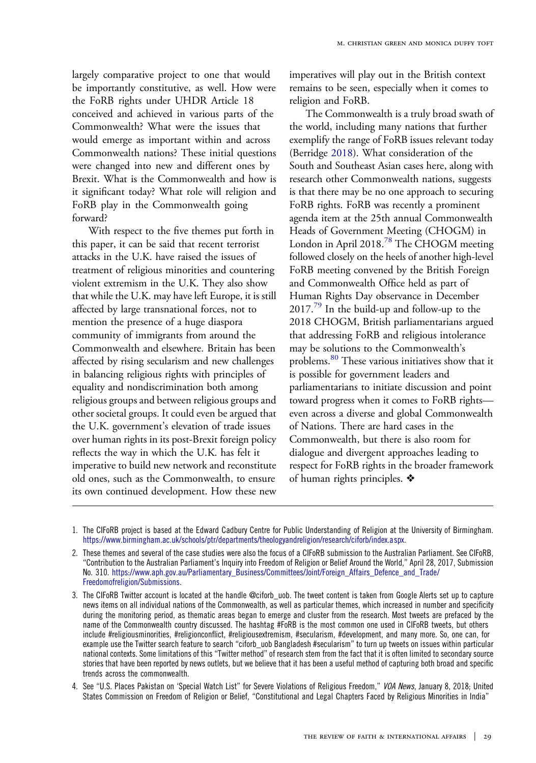largely comparative project to one that would be importantly constitutive, as well. How were the FoRB rights under UHDR Article 18 conceived and achieved in various parts of the Commonwealth? What were the issues that would emerge as important within and across Commonwealth nations? These initial questions were changed into new and different ones by Brexit. What is the Commonwealth and how is it significant today? What role will religion and FoRB play in the Commonwealth going forward?

With respect to the five themes put forth in this paper, it can be said that recent terrorist attacks in the U.K. have raised the issues of treatment of religious minorities and countering violent extremism in the U.K. They also show that while the U.K. may have left Europe, it is still affected by large transnational forces, not to mention the presence of a huge diaspora community of immigrants from around the Commonwealth and elsewhere. Britain has been affected by rising secularism and new challenges in balancing religious rights with principles of equality and nondiscrimination both among religious groups and between religious groups and other societal groups. It could even be argued that the U.K. government's elevation of trade issues over human rights in its post-Brexit foreign policy reflects the way in which the U.K. has felt it imperative to build new network and reconstitute old ones, such as the Commonwealth, to ensure its own continued development. How these new imperatives will play out in the British context remains to be seen, especially when it comes to religion and FoRB.

The Commonwealth is a truly broad swath of the world, including many nations that further exemplify the range of FoRB issues relevant today (Berridge 2018). What consideration of the South and Southeast Asian cases here, along with research other Commonwealth nations, suggests is that there may be no one approach to securing FoRB rights. FoRB was recently a prominent agenda item at the 25th annual Commonwealth Heads of Government Meeting (CHOGM) in London in April 2018.[78] The CHOGM meeting followed closely on the heels of another high-level FoRB meeting convened by the British Foreign and Commonwealth Office held as part of Human Rights Day observance in December 2017.[79] In the build-up and follow-up to the 2018 CHOGM, British parliamentarians argued that addressing FoRB and religious intolerance may be solutions to the Commonwealth's problems.[80] These various initiatives show that it is possible for government leaders and parliamentarians to initiate discussion and point toward progress when it comes to FoRB rights—even across a diverse and global Commonwealth of Nations. There are hard cases in the Commonwealth, but there is also room for dialogue and divergent approaches leading to respect for FoRB rights in the broader framework of human rights principles. ❖

---

1. The CIFoRB project is based at the Edward Cadbury Centre for Public Understanding of Religion at the University of Birmingham. https://www.birmingham.ac.uk/schools/ptr/departments/theologyandreligion/research/ciforb/index.aspx.

2. These themes and several of the case studies were also the focus of a CIFoRB submission to the Australian Parliament. See CIFoRB, "Contribution to the Australian Parliament's Inquiry into Freedom of Religion or Belief Around the World," April 28, 2017, Submission No. 310. https://www.aph.gov.au/Parliamentary_Business/Committees/Joint/Foreign_Affairs_Defence_and_Trade/Freedomofreligion/Submissions.

3. The CIFoRB Twitter account is located at the handle @ciforb_uob. The tweet content is taken from Google Alerts set up to capture news items on all individual nations of the Commonwealth, as well as particular themes, which increased in number and specificity during the monitoring period, as thematic areas began to emerge and cluster from the research. Most tweets are prefaced by the name of the Commonwealth country discussed. The hashtag #FoRB is the most common one used in CIFoRB tweets, but others include #religiousminorities, #religionconflict, #religiousextremism, #secularism, #development, and many more. So, one can, for example use the Twitter search feature to search "ciforb_uob Bangladesh #secularism" to turn up tweets on issues within particular national contexts. Some limitations of this "Twitter method" of research stem from the fact that it is often limited to secondary source stories that have been reported by news outlets, but we believe that it has been a useful method of capturing both broad and specific trends across the commonwealth.

4. See "U.S. Places Pakistan on 'Special Watch List' for Severe Violations of Religious Freedom," *VOA News*, January 8, 2018; United States Commission on Freedom of Religion or Belief, "Constitutional and Legal Chapters Faced by Religious Minorities in India"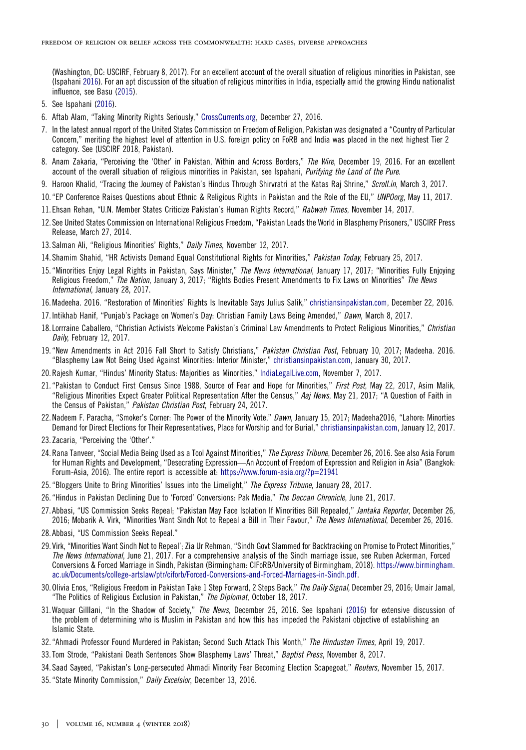(Washington, DC: USCIRF, February 8, 2017). For an excellent account of the overall situation of religious minorities in Pakistan, see (Ispahani 2016). For an apt discussion of the situation of religious minorities in India, especially amid the growing Hindu nationalist influence, see Basu (2015).

5. See Ispahani (2016).
6. Aftab Alam, "Taking Minority Rights Seriously," CrossCurrents.org, December 27, 2016.
7. In the latest annual report of the United States Commission on Freedom of Religion, Pakistan was designated a "Country of Particular Concern," meriting the highest level of attention in U.S. foreign policy on FoRB and India was placed in the next highest Tier 2 category. See (USCIRF 2018, Pakistan).
8. Anam Zakaria, "Perceiving the 'Other' in Pakistan, Within and Across Borders," *The Wire*, December 19, 2016. For an excellent account of the overall situation of religious minorities in Pakistan, see Ispahani, *Purifying the Land of the Pure*.
9. Haroon Khalid, "Tracing the Journey of Pakistan's Hindus Through Shirvratri at the Katas Raj Shrine," *Scroll.in*, March 3, 2017.
10. "EP Conference Raises Questions about Ethnic & Religious Rights in Pakistan and the Role of the EU," *UNPOorg*, May 11, 2017.
11. Ehsan Rehan, "U.N. Member States Criticize Pakistan's Human Rights Record," *Rabwah Times*, November 14, 2017.
12. See United States Commission on International Religious Freedom, "Pakistan Leads the World in Blasphemy Prisoners," USCIRF Press Release, March 27, 2014.
13. Salman Ali, "Religious Minorities' Rights," *Daily Times*, November 12, 2017.
14. Shamim Shahid, "HR Activists Demand Equal Constitutional Rights for Minorities," *Pakistan Today*, February 25, 2017.
15. "Minorities Enjoy Legal Rights in Pakistan, Says Minister," *The News International*, January 17, 2017; "Minorities Fully Enjoying Religious Freedom," *The Nation*, January 3, 2017; "Rights Bodies Present Amendments to Fix Laws on Minorities" *The News International*, January 28, 2017.
16. Madeeha. 2016. "Restoration of Minorities' Rights Is Inevitable Says Julius Salik," christiansinpakistan.com, December 22, 2016.
17. Intikhab Hanif, "Punjab's Package on Women's Day: Christian Family Laws Being Amended," *Dawn*, March 8, 2017.
18. Lorrraine Caballero, "Christian Activists Welcome Pakistan's Criminal Law Amendments to Protect Religious Minorities," *Christian Daily*, February 12, 2017.
19. "New Amendments in Act 2016 Fall Short to Satisfy Christians," *Pakistan Christian Post*, February 10, 2017; Madeeha. 2016. "Blasphemy Law Not Being Used Against Minorities: Interior Minister," christiansinpakistan.com, January 30, 2017.
20. Rajesh Kumar, "Hindus' Minority Status: Majorities as Minorities," IndiaLegalLive.com, November 7, 2017.
21. "Pakistan to Conduct First Census Since 1988, Source of Fear and Hope for Minorities," *First Post*, May 22, 2017, Asim Malik, "Religious Minorities Expect Greater Political Representation After the Census," *Aaj News*, May 21, 2017; "A Question of Faith in the Census of Pakistan," *Pakistan Christian Post*, February 24, 2017.
22. Nadeem F. Paracha, "Smoker's Corner: The Power of the Minority Vote," *Dawn*, January 15, 2017; Madeeha2016, "Lahore: Minorties Demand for Direct Elections for Their Representatives, Place for Worship and for Burial," christiansinpakistan.com, January 12, 2017.
23. Zacaria, "Perceiving the 'Other'."
24. Rana Tanveer, "Social Media Being Used as a Tool Against Minorities," *The Express Tribune*, December 26, 2016. See also Asia Forum for Human Rights and Development, "Desecrating Expression—An Account of Freedom of Expression and Religion in Asia" (Bangkok: Forum-Asia, 2016). The entire report is accessible at: https://www.forum-asia.org/?p=21941
25. "Bloggers Unite to Bring Minorities' Issues into the Limelight," *The Express Tribune*, January 28, 2017.
26. "Hindus in Pakistan Declining Due to 'Forced' Conversions: Pak Media," *The Deccan Chronicle*, June 21, 2017.
27. Abbasi, "US Commission Seeks Repeal; "Pakistan May Face Isolation If Minorities Bill Repealed," *Jantaka Reporter*, December 26, 2016; Mobarik A. Virk, "Minorities Want Sindh Not to Repeal a Bill in Their Favour," *The News International*, December 26, 2016.
28. Abbasi, "US Commission Seeks Repeal."
29. Virk, "Minorities Want Sindh Not to Repeal'; Zia Ur Rehman, "Sindh Govt Slammed for Backtracking on Promise to Protect Minorities," *The News International*, June 21, 2017. For a comprehensive analysis of the Sindh marriage issue, see Ruben Ackerman, Forced Conversions & Forced Marriage in Sindh, Pakistan (Birmingham: CIFoRB/University of Birmingham, 2018). https://www.birmingham.ac.uk/Documents/college-artslaw/ptr/ciforb/Forced-Conversions-and-Forced-Marriages-in-Sindh.pdf.
30. Olivia Enos, "Religious Freedom in Pakistan Take 1 Step Forward, 2 Steps Back," *The Daily Signal*, December 29, 2016; Umair Jamal, "The Politics of Religious Exclusion in Pakistan," *The Diplomat*, October 18, 2017.
31. Waquar Gilllani, "In the Shadow of Society," *The News*, December 25, 2016. See Ispahani (2016) for extensive discussion of the problem of determining who is Muslim in Pakistan and how this has impeded the Pakistani objective of establishing an Islamic State.
32. "Ahmadi Professor Found Murdered in Pakistan; Second Such Attack This Month," *The Hindustan Times*, April 19, 2017.
33. Tom Strode, "Pakistani Death Sentences Show Blasphemy Laws' Threat," *Baptist Press*, November 8, 2017.
34. Saad Sayeed, "Pakistan's Long-persecuted Ahmadi Minority Fear Becoming Election Scapegoat," *Reuters*, November 15, 2017.
35. "State Minority Commission," *Daily Excelsior*, December 13, 2016.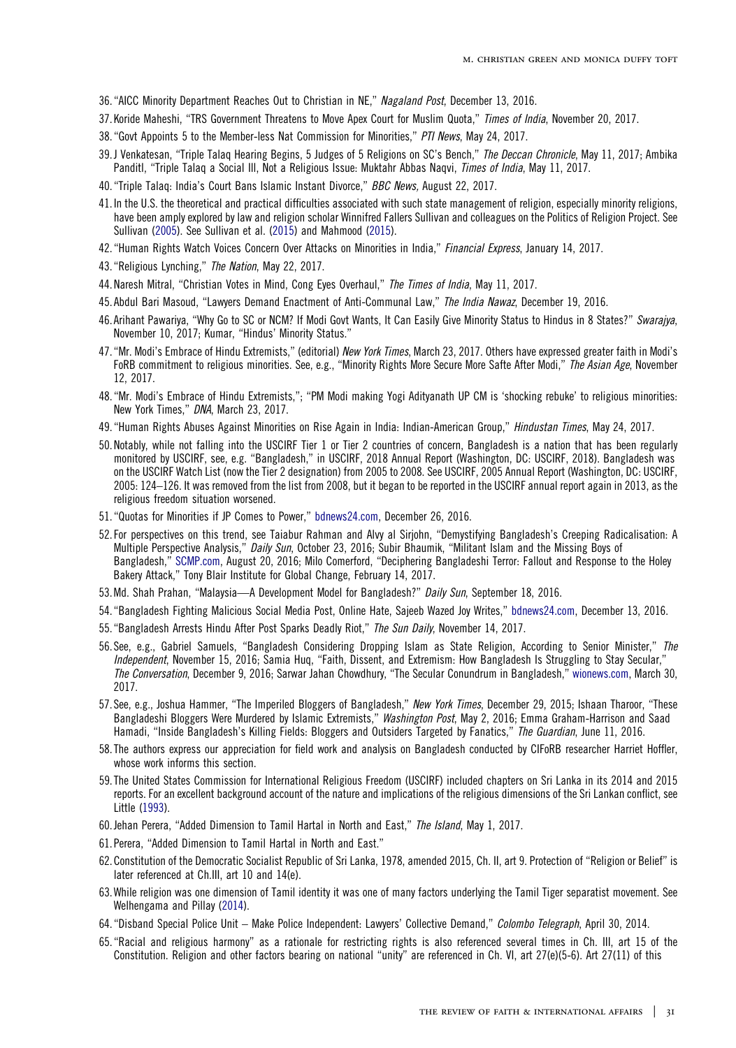36. "AICC Minority Department Reaches Out to Christian in NE," *Nagaland Post*, December 13, 2016.

37. Koride Maheshi, "TRS Government Threatens to Move Apex Court for Muslim Quota," *Times of India*, November 20, 2017.

38. "Govt Appoints 5 to the Member-less Nat Commission for Minorities," *PTI News*, May 24, 2017.

39. J Venkatesan, "Triple Talaq Hearing Begins, 5 Judges of 5 Religions on SC's Bench," *The Deccan Chronicle*, May 11, 2017; Ambika Panditl, "Triple Talaq a Social Ill, Not a Religious Issue: Muktahr Abbas Naqvi, *Times of India*, May 11, 2017.

40. "Triple Talaq: India's Court Bans Islamic Instant Divorce," *BBC News,* August 22, 2017.

41. In the U.S. the theoretical and practical difficulties associated with such state management of religion, especially minority religions, have been amply explored by law and religion scholar Winnifred Fallers Sullivan and colleagues on the Politics of Religion Project. See Sullivan (2005). See Sullivan et al. (2015) and Mahmood (2015).

42. "Human Rights Watch Voices Concern Over Attacks on Minorities in India," *Financial Express*, January 14, 2017.

43. "Religious Lynching," *The Nation*, May 22, 2017.

44. Naresh Mitral, "Christian Votes in Mind, Cong Eyes Overhaul," *The Times of India*, May 11, 2017.

45. Abdul Bari Masoud, "Lawyers Demand Enactment of Anti-Communal Law," *The India Nawaz*, December 19, 2016.

46. Arihant Pawariya, "Why Go to SC or NCM? If Modi Govt Wants, It Can Easily Give Minority Status to Hindus in 8 States?" *Swarajya*, November 10, 2017; Kumar, "Hindus' Minority Status."

47. "Mr. Modi's Embrace of Hindu Extremists," (editorial) *New York Times*, March 23, 2017. Others have expressed greater faith in Modi's FoRB commitment to religious minorities. See, e.g., "Minority Rights More Secure More Safte After Modi," *The Asian Age*, November 12, 2017.

48. "Mr. Modi's Embrace of Hindu Extremists,"; "PM Modi making Yogi Adityanath UP CM is 'shocking rebuke' to religious minorities: New York Times," *DNA*, March 23, 2017.

49. "Human Rights Abuses Against Minorities on Rise Again in India: Indian-American Group," *Hindustan Times*, May 24, 2017.

50. Notably, while not falling into the USCIRF Tier 1 or Tier 2 countries of concern, Bangladesh is a nation that has been regularly monitored by USCIRF, see, e.g. "Bangladesh," in USCIRF, 2018 Annual Report (Washington, DC: USCIRF, 2018). Bangladesh was on the USCIRF Watch List (now the Tier 2 designation) from 2005 to 2008. See USCIRF, 2005 Annual Report (Washington, DC: USCIRF, 2005: 124–126. It was removed from the list from 2008, but it began to be reported in the USCIRF annual report again in 2013, as the religious freedom situation worsened.

51. "Quotas for Minorities if JP Comes to Power," bdnews24.com, December 26, 2016.

52. For perspectives on this trend, see Taiabur Rahman and Alvy al Sirjohn, "Demystifying Bangladesh's Creeping Radicalisation: A Multiple Perspective Analysis," *Daily Sun*, October 23, 2016; Subir Bhaumik, "Militant Islam and the Missing Boys of Bangladesh," SCMP.com, August 20, 2016; Milo Comerford, "Deciphering Bangladeshi Terror: Fallout and Response to the Holey Bakery Attack," Tony Blair Institute for Global Change, February 14, 2017.

53. Md. Shah Prahan, "Malaysia—A Development Model for Bangladesh?" *Daily Sun*, September 18, 2016.

54. "Bangladesh Fighting Malicious Social Media Post, Online Hate, Sajeeb Wazed Joy Writes," bdnews24.com, December 13, 2016.

55. "Bangladesh Arrests Hindu After Post Sparks Deadly Riot," *The Sun Daily*, November 14, 2017.

56. See, e.g., Gabriel Samuels, "Bangladesh Considering Dropping Islam as State Religion, According to Senior Minister," *The Independent*, November 15, 2016; Samia Huq, "Faith, Dissent, and Extremism: How Bangladesh Is Struggling to Stay Secular," *The Conversation*, December 9, 2016; Sarwar Jahan Chowdhury, "The Secular Conundrum in Bangladesh," wionews.com, March 30, 2017.

57. See, e.g., Joshua Hammer, "The Imperiled Bloggers of Bangladesh," *New York Times*, December 29, 2015; Ishaan Tharoor, "These Bangladeshi Bloggers Were Murdered by Islamic Extremists," *Washington Post*, May 2, 2016; Emma Graham-Harrison and Saad Hamadi, "Inside Bangladesh's Killing Fields: Bloggers and Outsiders Targeted by Fanatics," *The Guardian*, June 11, 2016.

58. The authors express our appreciation for field work and analysis on Bangladesh conducted by CIFoRB researcher Harriet Hoffler, whose work informs this section.

59. The United States Commission for International Religious Freedom (USCIRF) included chapters on Sri Lanka in its 2014 and 2015 reports. For an excellent background account of the nature and implications of the religious dimensions of the Sri Lankan conflict, see Little (1993).

60. Jehan Perera, "Added Dimension to Tamil Hartal in North and East," *The Island*, May 1, 2017.

61. Perera, "Added Dimension to Tamil Hartal in North and East."

62. Constitution of the Democratic Socialist Republic of Sri Lanka, 1978, amended 2015, Ch. II, art 9. Protection of "Religion or Belief" is later referenced at Ch.III, art 10 and 14(e).

63. While religion was one dimension of Tamil identity it was one of many factors underlying the Tamil Tiger separatist movement. See Welhengama and Pillay (2014).

64. "Disband Special Police Unit – Make Police Independent: Lawyers' Collective Demand," *Colombo Telegraph*, April 30, 2014.

65. "Racial and religious harmony" as a rationale for restricting rights is also referenced several times in Ch. III, art 15 of the Constitution. Religion and other factors bearing on national "unity" are referenced in Ch. VI, art 27(e)(5-6). Art 27(11) of this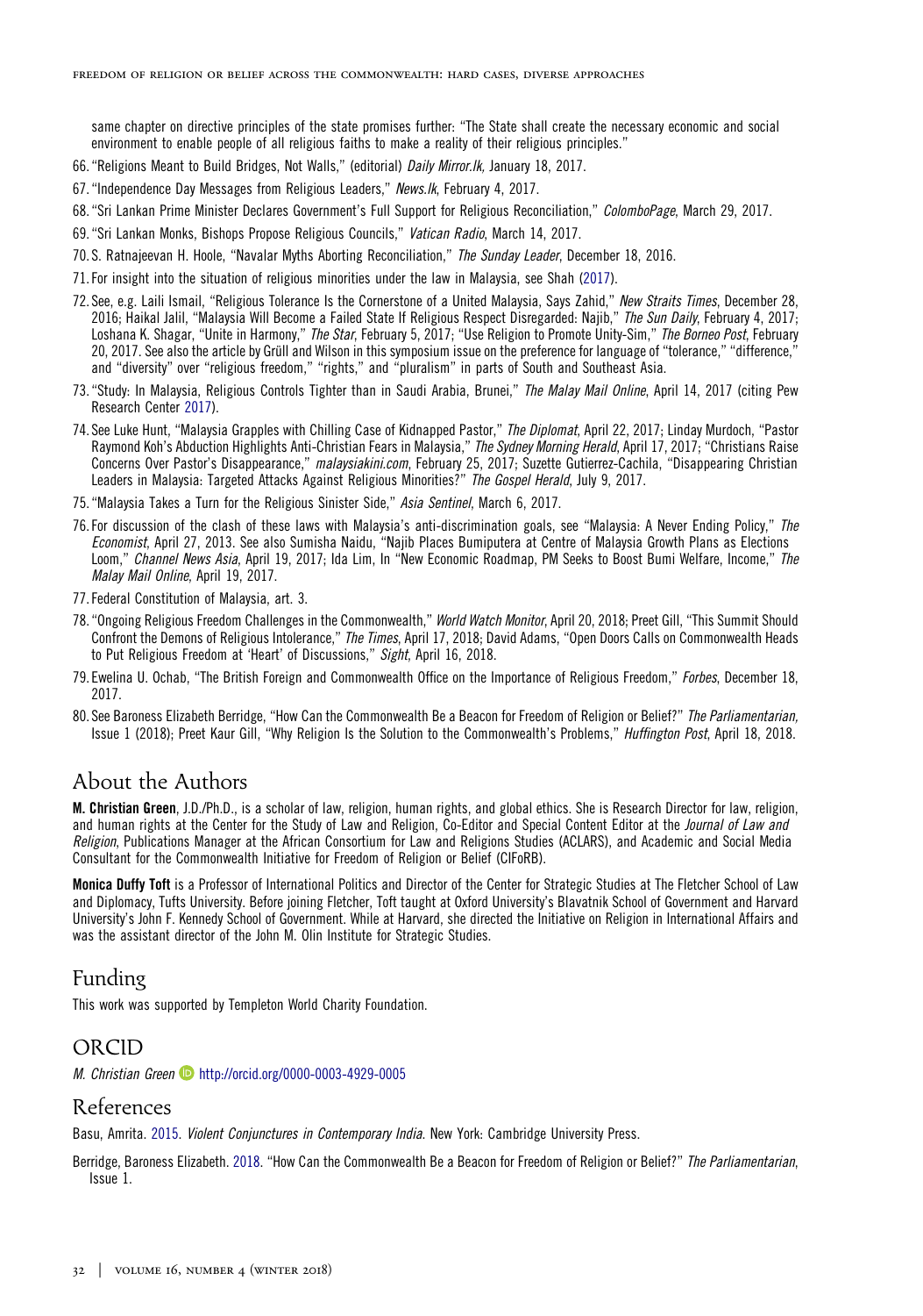same chapter on directive principles of the state promises further: "The State shall create the necessary economic and social environment to enable people of all religious faiths to make a reality of their religious principles."

66. "Religions Meant to Build Bridges, Not Walls," (editorial) *Daily Mirror.lk,* January 18, 2017.

67. "Independence Day Messages from Religious Leaders," *News.lk*, February 4, 2017.

68. "Sri Lankan Prime Minister Declares Government's Full Support for Religious Reconciliation," *ColomboPage*, March 29, 2017.

69. "Sri Lankan Monks, Bishops Propose Religious Councils," *Vatican Radio*, March 14, 2017.

70. S. Ratnajeevan H. Hoole, "Navalar Myths Aborting Reconciliation," *The Sunday Leader*, December 18, 2016.

71. For insight into the situation of religious minorities under the law in Malaysia, see Shah (2017).

72. See, e.g. Laili Ismail, "Religious Tolerance Is the Cornerstone of a United Malaysia, Says Zahid," *New Straits Times*, December 28, 2016; Haikal Jalil, "Malaysia Will Become a Failed State If Religious Respect Disregarded: Najib," *The Sun Daily*, February 4, 2017; Loshana K. Shagar, "Unite in Harmony," *The Star*, February 5, 2017; "Use Religion to Promote Unity-Sim," *The Borneo Post*, February 20, 2017. See also the article by Grüll and Wilson in this symposium issue on the preference for language of "tolerance," "difference," and "diversity" over "religious freedom," "rights," and "pluralism" in parts of South and Southeast Asia.

73. "Study: In Malaysia, Religious Controls Tighter than in Saudi Arabia, Brunei," *The Malay Mail Online*, April 14, 2017 (citing Pew Research Center 2017).

74. See Luke Hunt, "Malaysia Grapples with Chilling Case of Kidnapped Pastor," *The Diplomat*, April 22, 2017; Linday Murdoch, "Pastor Raymond Koh's Abduction Highlights Anti-Christian Fears in Malaysia," *The Sydney Morning Herald*, April 17, 2017; "Christians Raise Concerns Over Pastor's Disappearance," *malaysiakini.com*, February 25, 2017; Suzette Gutierrez-Cachila, "Disappearing Christian Leaders in Malaysia: Targeted Attacks Against Religious Minorities?" *The Gospel Herald*, July 9, 2017.

75. "Malaysia Takes a Turn for the Religious Sinister Side," *Asia Sentinel*, March 6, 2017.

76. For discussion of the clash of these laws with Malaysia's anti-discrimination goals, see "Malaysia: A Never Ending Policy," *The Economist*, April 27, 2013. See also Sumisha Naidu, "Najib Places Bumiputera at Centre of Malaysia Growth Plans as Elections Loom," *Channel News Asia*, April 19, 2017; Ida Lim, In "New Economic Roadmap, PM Seeks to Boost Bumi Welfare, Income," *The Malay Mail Online*, April 19, 2017.

77. Federal Constitution of Malaysia, art. 3.

78. "Ongoing Religious Freedom Challenges in the Commonwealth," *World Watch Monitor*, April 20, 2018; Preet Gill, "This Summit Should Confront the Demons of Religious Intolerance," *The Times*, April 17, 2018; David Adams, "Open Doors Calls on Commonwealth Heads to Put Religious Freedom at 'Heart' of Discussions," *Sight*, April 16, 2018.

79. Ewelina U. Ochab, "The British Foreign and Commonwealth Office on the Importance of Religious Freedom," *Forbes*, December 18, 2017.

80. See Baroness Elizabeth Berridge, "How Can the Commonwealth Be a Beacon for Freedom of Religion or Belief?" *The Parliamentarian,* Issue 1 (2018); Preet Kaur Gill, "Why Religion Is the Solution to the Commonwealth's Problems," *Huffington Post*, April 18, 2018.

## About the Authors

**M. Christian Green**, J.D./Ph.D., is a scholar of law, religion, human rights, and global ethics. She is Research Director for law, religion, and human rights at the Center for the Study of Law and Religion, Co-Editor and Special Content Editor at the *Journal of Law and Religion*, Publications Manager at the African Consortium for Law and Religions Studies (ACLARS), and Academic and Social Media Consultant for the Commonwealth Initiative for Freedom of Religion or Belief (CIFoRB).

**Monica Duffy Toft** is a Professor of International Politics and Director of the Center for Strategic Studies at The Fletcher School of Law and Diplomacy, Tufts University. Before joining Fletcher, Toft taught at Oxford University's Blavatnik School of Government and Harvard University's John F. Kennedy School of Government. While at Harvard, she directed the Initiative on Religion in International Affairs and was the assistant director of the John M. Olin Institute for Strategic Studies.

## Funding

This work was supported by Templeton World Charity Foundation.

## ORCID

*M. Christian Green* http://orcid.org/0000-0003-4929-0005

## References

Basu, Amrita. 2015. *Violent Conjunctures in Contemporary India.* New York: Cambridge University Press.

Berridge, Baroness Elizabeth. 2018. "How Can the Commonwealth Be a Beacon for Freedom of Religion or Belief?" *The Parliamentarian*, Issue 1.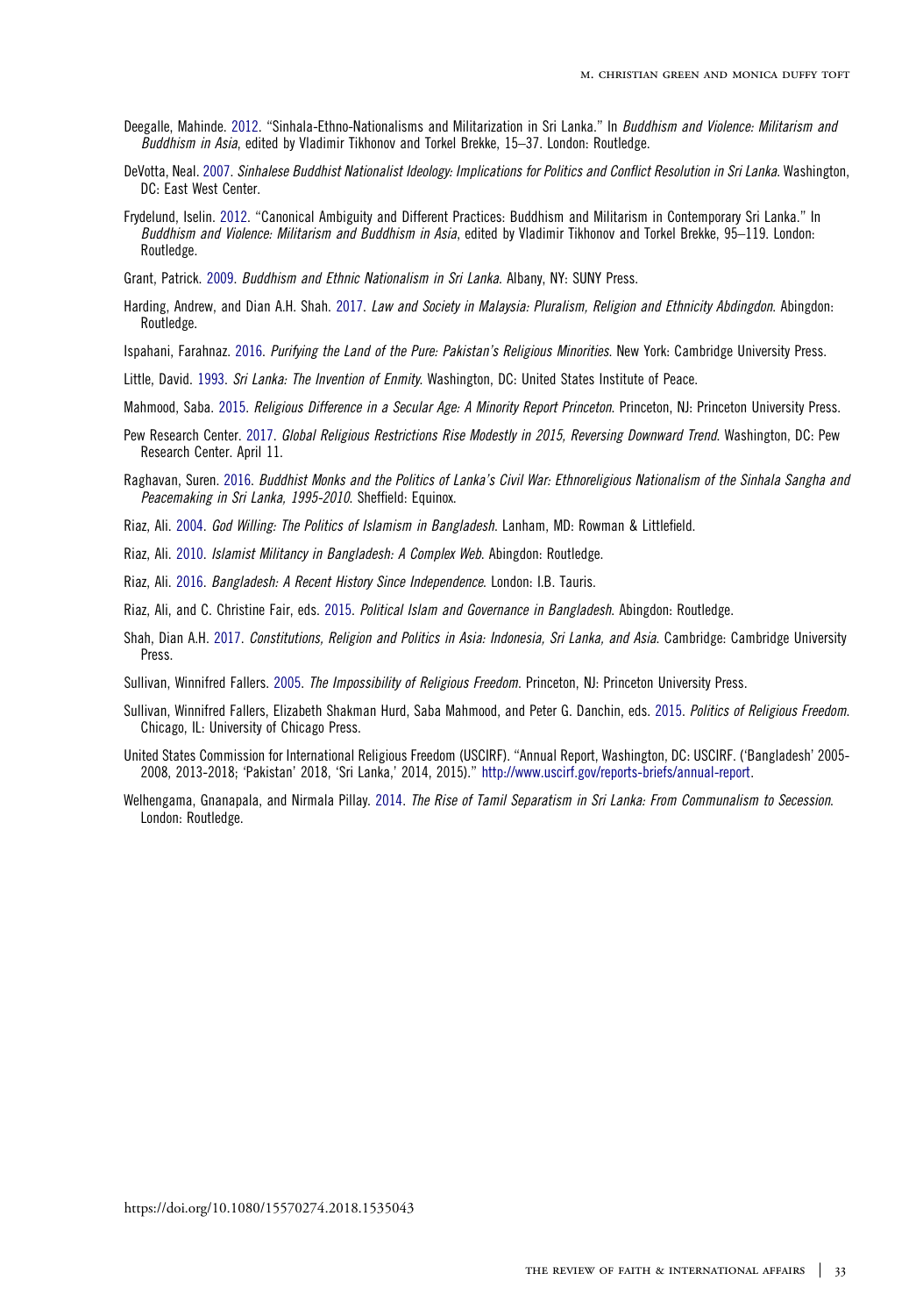Deegalle, Mahinde. 2012. "Sinhala-Ethno-Nationalisms and Militarization in Sri Lanka." In *Buddhism and Violence: Militarism and Buddhism in Asia*, edited by Vladimir Tikhonov and Torkel Brekke, 15–37. London: Routledge.

DeVotta, Neal. 2007. *Sinhalese Buddhist Nationalist Ideology: Implications for Politics and Conflict Resolution in Sri Lanka*. Washington, DC: East West Center.

Frydelund, Iselin. 2012. "Canonical Ambiguity and Different Practices: Buddhism and Militarism in Contemporary Sri Lanka." In *Buddhism and Violence: Militarism and Buddhism in Asia*, edited by Vladimir Tikhonov and Torkel Brekke, 95–119. London: Routledge.

Grant, Patrick. 2009. *Buddhism and Ethnic Nationalism in Sri Lanka*. Albany, NY: SUNY Press.

Harding, Andrew, and Dian A.H. Shah. 2017. *Law and Society in Malaysia: Pluralism, Religion and Ethnicity Abdingdon*. Abingdon: Routledge.

Ispahani, Farahnaz. 2016. *Purifying the Land of the Pure: Pakistan's Religious Minorities*. New York: Cambridge University Press.

Little, David. 1993. *Sri Lanka: The Invention of Enmity*. Washington, DC: United States Institute of Peace.

Mahmood, Saba. 2015. *Religious Difference in a Secular Age: A Minority Report Princeton*. Princeton, NJ: Princeton University Press.

Pew Research Center. 2017. *Global Religious Restrictions Rise Modestly in 2015, Reversing Downward Trend*. Washington, DC: Pew Research Center. April 11.

Raghavan, Suren. 2016. *Buddhist Monks and the Politics of Lanka's Civil War: Ethnoreligious Nationalism of the Sinhala Sangha and Peacemaking in Sri Lanka, 1995-2010*. Sheffield: Equinox.

Riaz, Ali. 2004. *God Willing: The Politics of Islamism in Bangladesh*. Lanham, MD: Rowman & Littlefield.

Riaz, Ali. 2010. *Islamist Militancy in Bangladesh: A Complex Web*. Abingdon: Routledge.

Riaz, Ali. 2016. *Bangladesh: A Recent History Since Independence*. London: I.B. Tauris.

Riaz, Ali, and C. Christine Fair, eds. 2015. *Political Islam and Governance in Bangladesh*. Abingdon: Routledge.

Shah, Dian A.H. 2017. *Constitutions, Religion and Politics in Asia: Indonesia, Sri Lanka, and Asia*. Cambridge: Cambridge University Press.

Sullivan, Winnifred Fallers. 2005. *The Impossibility of Religious Freedom*. Princeton, NJ: Princeton University Press.

Sullivan, Winnifred Fallers, Elizabeth Shakman Hurd, Saba Mahmood, and Peter G. Danchin, eds. 2015. *Politics of Religious Freedom*. Chicago, IL: University of Chicago Press.

United States Commission for International Religious Freedom (USCIRF). "Annual Report, Washington, DC: USCIRF. ('Bangladesh' 2005-2008, 2013-2018; 'Pakistan' 2018, 'Sri Lanka,' 2014, 2015)." http://www.uscirf.gov/reports-briefs/annual-report.

Welhengama, Gnanapala, and Nirmala Pillay. 2014. *The Rise of Tamil Separatism in Sri Lanka: From Communalism to Secession*. London: Routledge.

https://doi.org/10.1080/15570274.2018.1535043